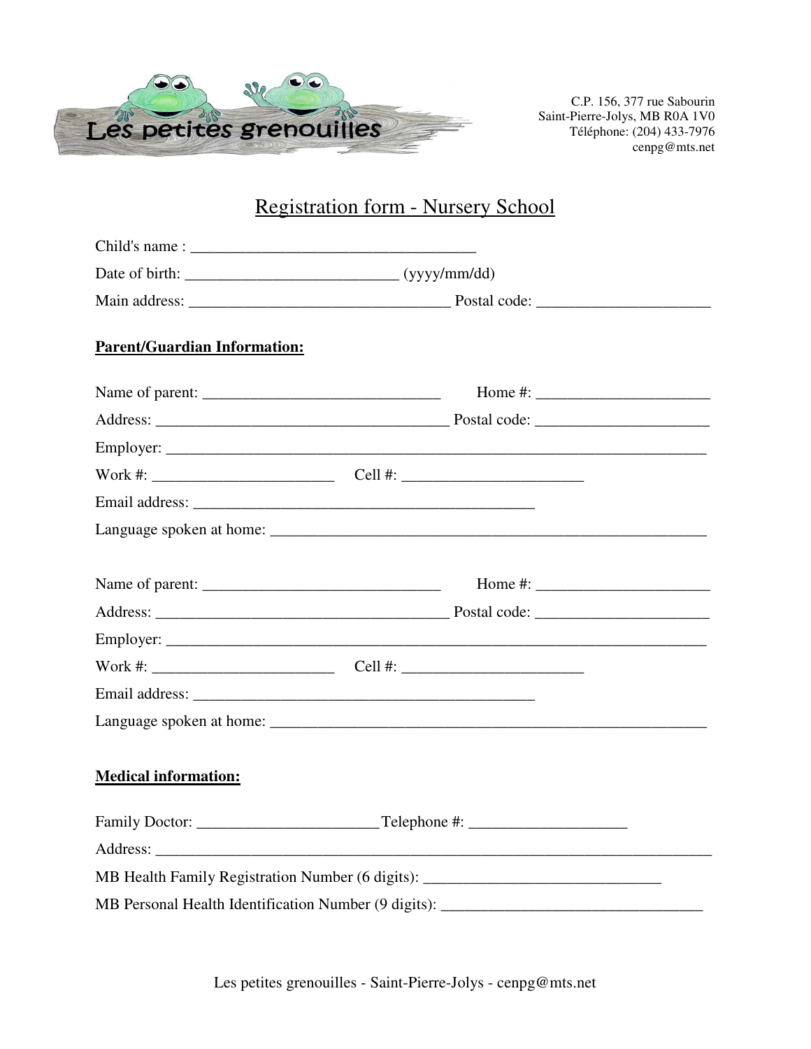Les petites grenouilles

C.P. 156, 377 rue Sabourin
Saint-Pierre-Jolys, MB R0A 1V0
Téléphone: (204) 433-7976
cenpg@mts.net

# Registration form - Nursery School

Child's name : ___________________________________

Date of birth: __________________________ (yyyy/mm/dd)

Main address: ________________________________ Postal code: _____________________

**Parent/Guardian Information:**

Name of parent: ______________________________ Home #: _____________________

Address: _____________________________________ Postal code: _____________________

Employer: ____________________________________________________________________

Work #: ______________________ Cell #: ______________________

Email address: ___________________________________________

Language spoken at home: ______________________________________________________

Name of parent: ______________________________ Home #: _____________________

Address: _____________________________________ Postal code: _____________________

Employer: ____________________________________________________________________

Work #: ______________________ Cell #: ______________________

Email address: ___________________________________________

Language spoken at home: ______________________________________________________

**Medical information:**

Family Doctor: ______________________ Telephone #: ___________________

Address: _____________________________________________________________________

MB Health Family Registration Number (6 digits): _____________________________

MB Personal Health Identification Number (9 digits): ________________________________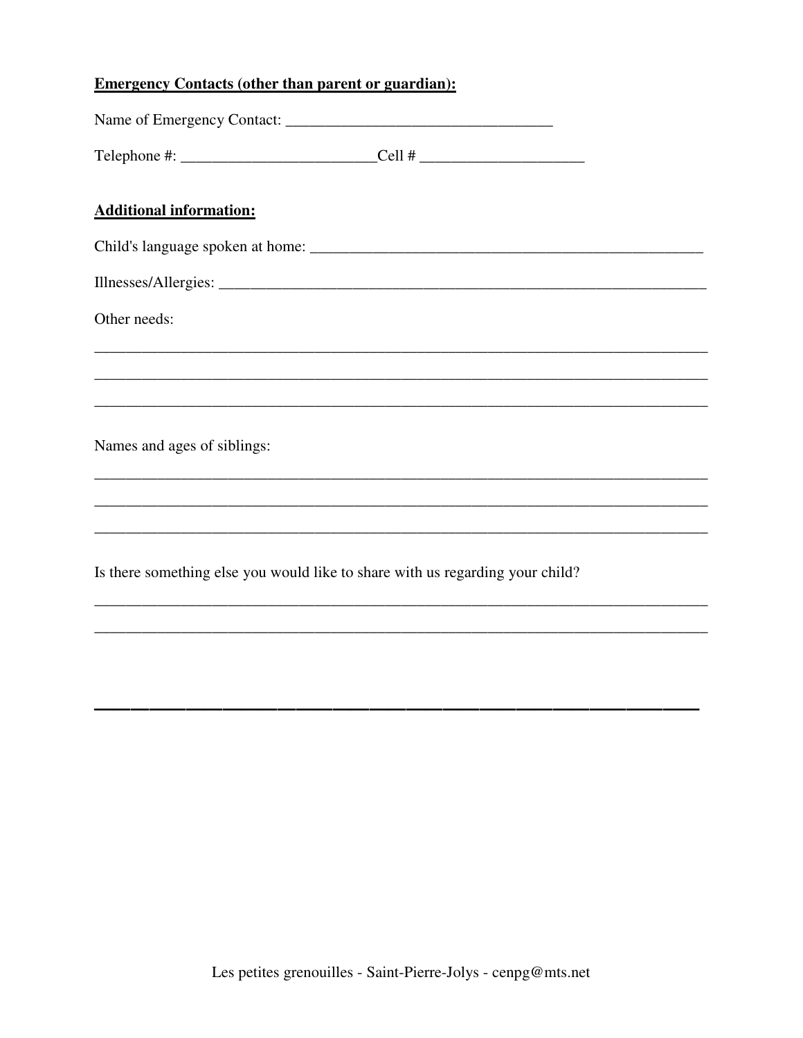**Emergency Contacts (other than parent or guardian):**

Name of Emergency Contact: ___________________________________

Telephone #: _________________________Cell # _____________________

**Additional information:**

Child's language spoken at home: _____________________________________________________

Illnesses/Allergies: _______________________________________________________________

Other needs:

_________________________________________________________________________________

_________________________________________________________________________________

_________________________________________________________________________________

Names and ages of siblings:

_________________________________________________________________________________

_________________________________________________________________________________

_________________________________________________________________________________

Is there something else you would like to share with us regarding your child?

_________________________________________________________________________________

_________________________________________________________________________________

_________________________________________________________________________________

Les petites grenouilles - Saint-Pierre-Jolys - cenpg@mts.net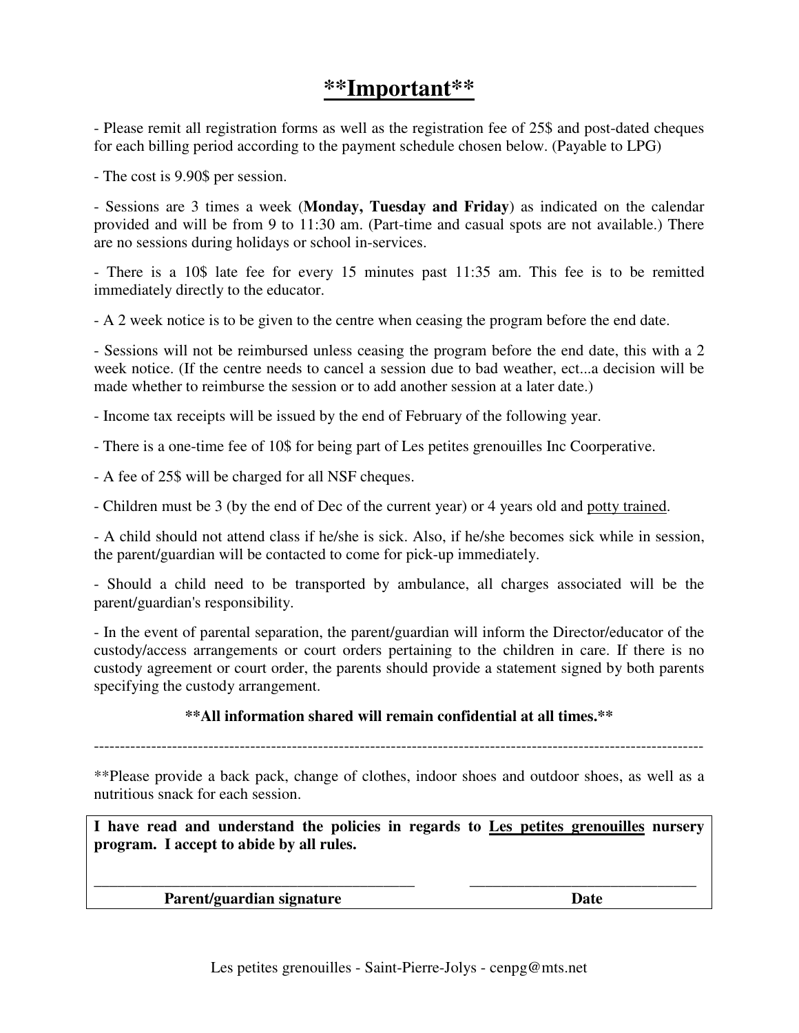# **Important**

- Please remit all registration forms as well as the registration fee of 25$ and post-dated cheques for each billing period according to the payment schedule chosen below. (Payable to LPG)

- The cost is 9.90$ per session.

- Sessions are 3 times a week (**Monday, Tuesday and Friday**) as indicated on the calendar provided and will be from 9 to 11:30 am. (Part-time and casual spots are not available.) There are no sessions during holidays or school in-services.

- There is a 10$ late fee for every 15 minutes past 11:35 am. This fee is to be remitted immediately directly to the educator.

- A 2 week notice is to be given to the centre when ceasing the program before the end date.

- Sessions will not be reimbursed unless ceasing the program before the end date, this with a 2 week notice. (If the centre needs to cancel a session due to bad weather, ect...a decision will be made whether to reimburse the session or to add another session at a later date.)

- Income tax receipts will be issued by the end of February of the following year.

- There is a one-time fee of 10$ for being part of Les petites grenouilles Inc Coorperative.

- A fee of 25$ will be charged for all NSF cheques.

- Children must be 3 (by the end of Dec of the current year) or 4 years old and <u>potty trained</u>.

- A child should not attend class if he/she is sick. Also, if he/she becomes sick while in session, the parent/guardian will be contacted to come for pick-up immediately.

- Should a child need to be transported by ambulance, all charges associated will be the parent/guardian's responsibility.

- In the event of parental separation, the parent/guardian will inform the Director/educator of the custody/access arrangements or court orders pertaining to the children in care. If there is no custody agreement or court order, the parents should provide a statement signed by both parents specifying the custody arrangement.

**All information shared will remain confidential at all times.**

---

**Please provide a back pack, change of clothes, indoor shoes and outdoor shoes, as well as a nutritious snack for each session.

**I have read and understand the policies in regards to <u>Les petites grenouilles</u> nursery program. I accept to abide by all rules.**

_____________________________________________ ______________________________

**Parent/guardian signature** **Date**

Les petites grenouilles - Saint-Pierre-Jolys - cenpg@mts.net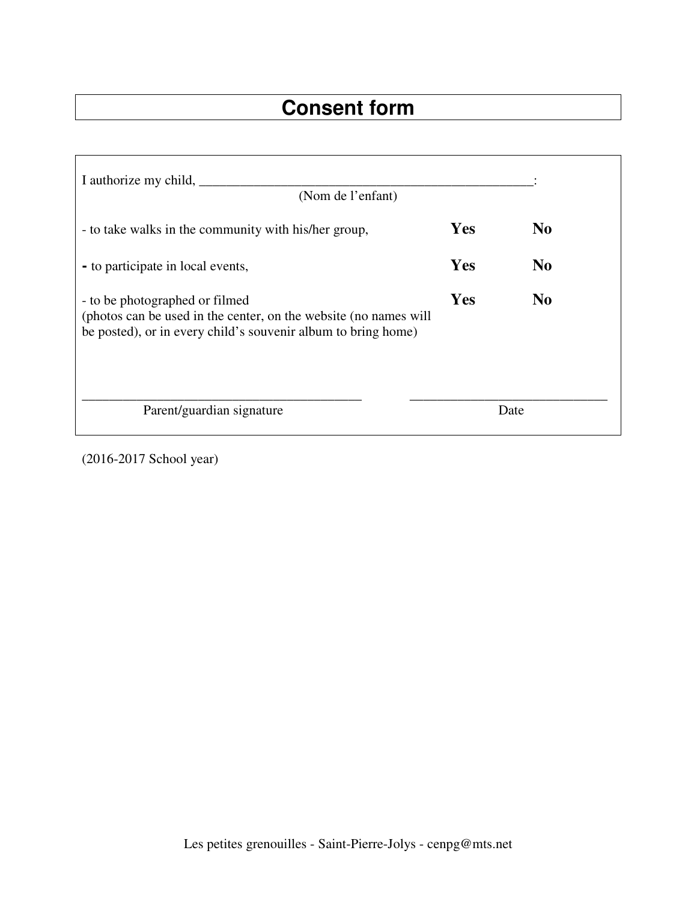# Consent form

I authorize my child, ____________________________________________________:
(Nom de l'enfant)

| | | |
|---|---|---|
| - to take walks in the community with his/her group, | **Yes** | **No** |
| - to participate in local events, | **Yes** | **No** |
| - to be photographed or filmed (photos can be used in the center, on the website (no names will be posted), or in every child's souvenir album to bring home) | **Yes** | **No** |

_________________________________________ Parent/guardian signature

_____________________________ Date

(2016-2017 School year)

Les petites grenouilles - Saint-Pierre-Jolys - cenpg@mts.net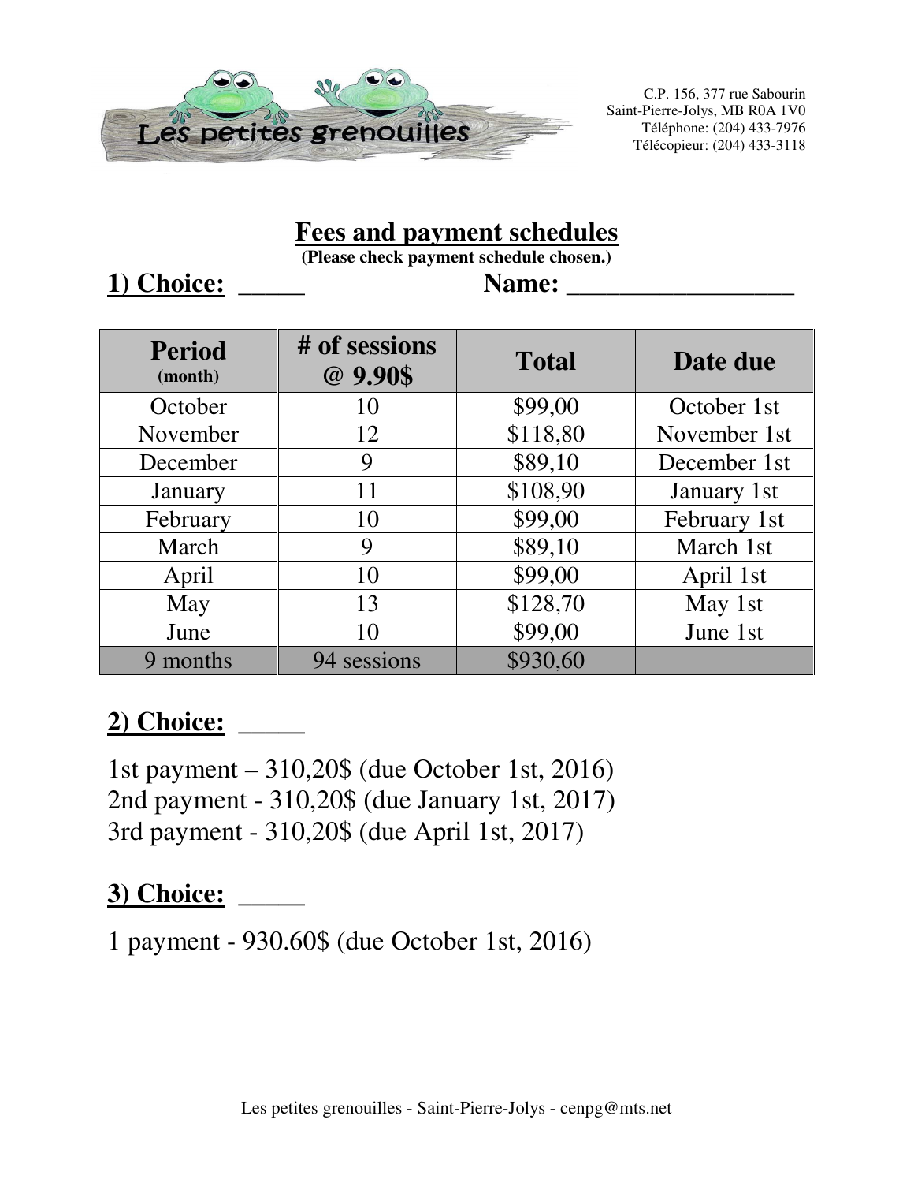Les petites grenouilles

C.P. 156, 377 rue Sabourin
Saint-Pierre-Jolys, MB R0A 1V0
Téléphone: (204) 433-7976
Télécopieur: (204) 433-3118

## Fees and payment schedules

**(Please check payment schedule chosen.)**

**1) Choice: _____** **Name: _________________**

| Period (month) | # of sessions @ 9.90$ | Total | Date due |
|---|---|---|---|
| October | 10 | $99,00 | October 1st |
| November | 12 | $118,80 | November 1st |
| December | 9 | $89,10 | December 1st |
| January | 11 | $108,90 | January 1st |
| February | 10 | $99,00 | February 1st |
| March | 9 | $89,10 | March 1st |
| April | 10 | $99,00 | April 1st |
| May | 13 | $128,70 | May 1st |
| June | 10 | $99,00 | June 1st |
| 9 months | 94 sessions | $930,60 | |

**2) Choice: _____**

1st payment – 310,20$ (due October 1st, 2016)
2nd payment - 310,20$ (due January 1st, 2017)
3rd payment - 310,20$ (due April 1st, 2017)

**3) Choice: _____**

1 payment - 930.60$ (due October 1st, 2016)

Les petites grenouilles - Saint-Pierre-Jolys - cenpg@mts.net